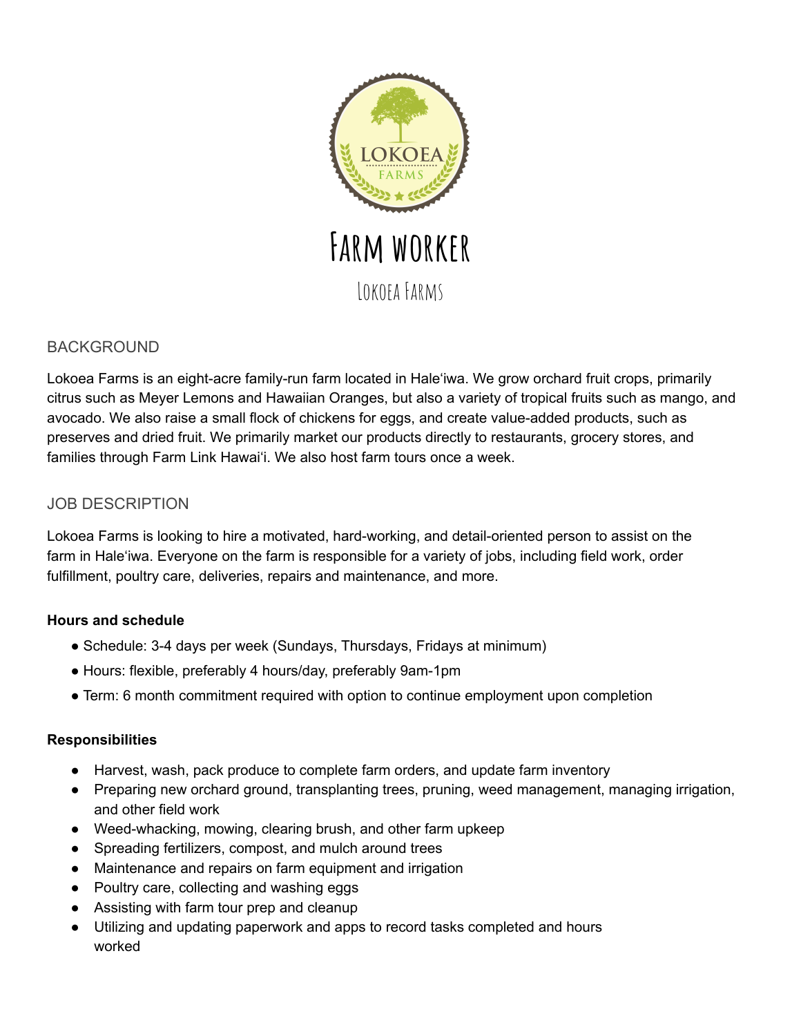# Farm worker

## Lokoea Farms

### BACKGROUND

Lokoea Farms is an eight-acre family-run farm located in Hale'iwa. We grow orchard fruit crops, primarily citrus such as Meyer Lemons and Hawaiian Oranges, but also a variety of tropical fruits such as mango, and avocado. We also raise a small flock of chickens for eggs, and create value-added products, such as preserves and dried fruit. We primarily market our products directly to restaurants, grocery stores, and families through Farm Link Hawai'i. We also host farm tours once a week.

### JOB DESCRIPTION

Lokoea Farms is looking to hire a motivated, hard-working, and detail-oriented person to assist on the farm in Hale'iwa. Everyone on the farm is responsible for a variety of jobs, including field work, order fulfillment, poultry care, deliveries, repairs and maintenance, and more.

**Hours and schedule**

- Schedule: 3-4 days per week (Sundays, Thursdays, Fridays at minimum)
- Hours: flexible, preferably 4 hours/day, preferably 9am-1pm
- Term: 6 month commitment required with option to continue employment upon completion

**Responsibilities**

- Harvest, wash, pack produce to complete farm orders, and update farm inventory
- Preparing new orchard ground, transplanting trees, pruning, weed management, managing irrigation, and other field work
- Weed-whacking, mowing, clearing brush, and other farm upkeep
- Spreading fertilizers, compost, and mulch around trees
- Maintenance and repairs on farm equipment and irrigation
- Poultry care, collecting and washing eggs
- Assisting with farm tour prep and cleanup
- Utilizing and updating paperwork and apps to record tasks completed and hours worked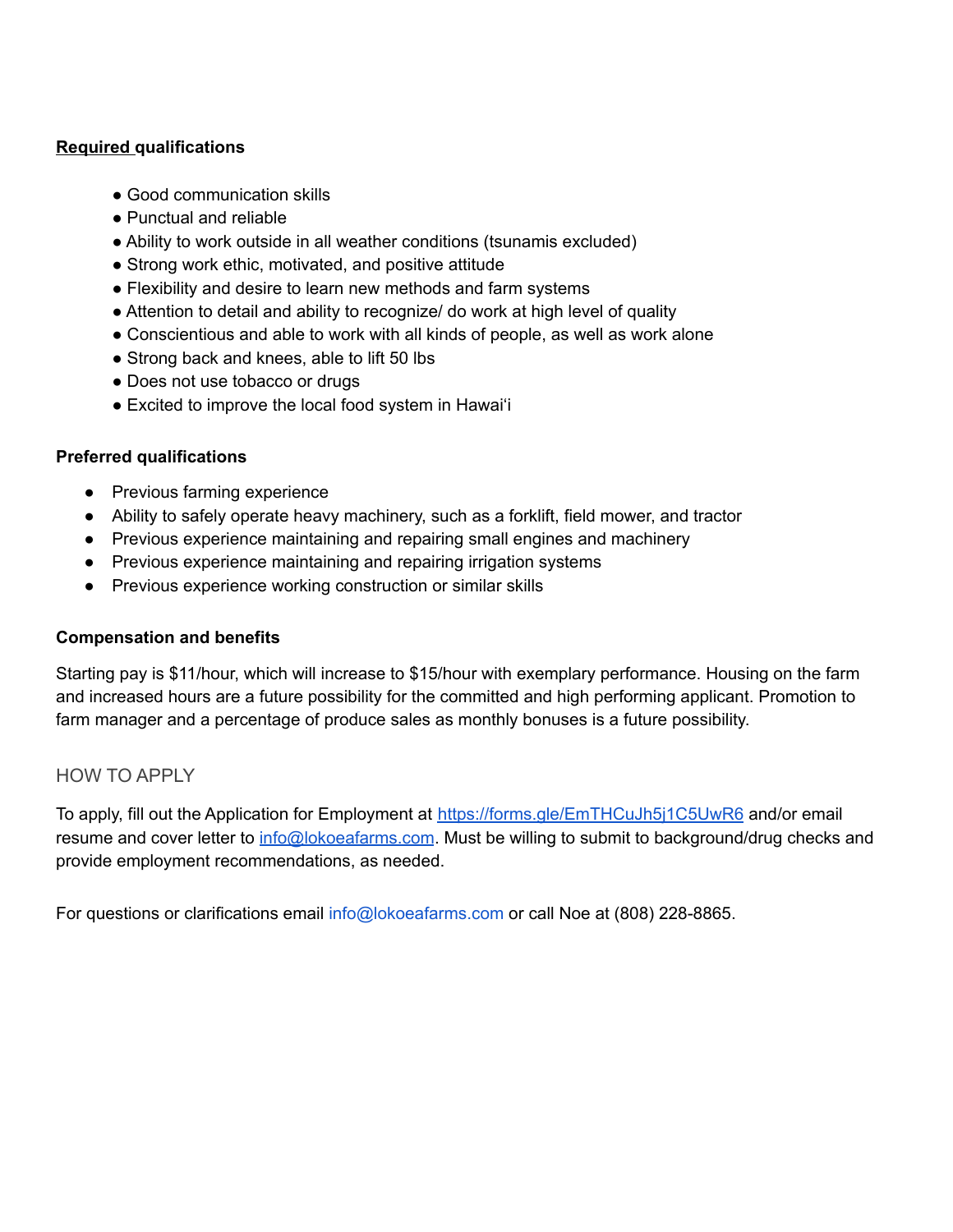**Required qualifications**

- Good communication skills
- Punctual and reliable
- Ability to work outside in all weather conditions (tsunamis excluded)
- Strong work ethic, motivated, and positive attitude
- Flexibility and desire to learn new methods and farm systems
- Attention to detail and ability to recognize/ do work at high level of quality
- Conscientious and able to work with all kinds of people, as well as work alone
- Strong back and knees, able to lift 50 lbs
- Does not use tobacco or drugs
- Excited to improve the local food system in Hawaiʻi

**Preferred qualifications**

- Previous farming experience
- Ability to safely operate heavy machinery, such as a forklift, field mower, and tractor
- Previous experience maintaining and repairing small engines and machinery
- Previous experience maintaining and repairing irrigation systems
- Previous experience working construction or similar skills

**Compensation and benefits**

Starting pay is $11/hour, which will increase to $15/hour with exemplary performance. Housing on the farm and increased hours are a future possibility for the committed and high performing applicant. Promotion to farm manager and a percentage of produce sales as monthly bonuses is a future possibility.

## HOW TO APPLY

To apply, fill out the Application for Employment at https://forms.gle/EmTHCuJh5j1C5UwR6 and/or email resume and cover letter to info@lokoeafarms.com. Must be willing to submit to background/drug checks and provide employment recommendations, as needed.

For questions or clarifications email info@lokoeafarms.com or call Noe at (808) 228-8865.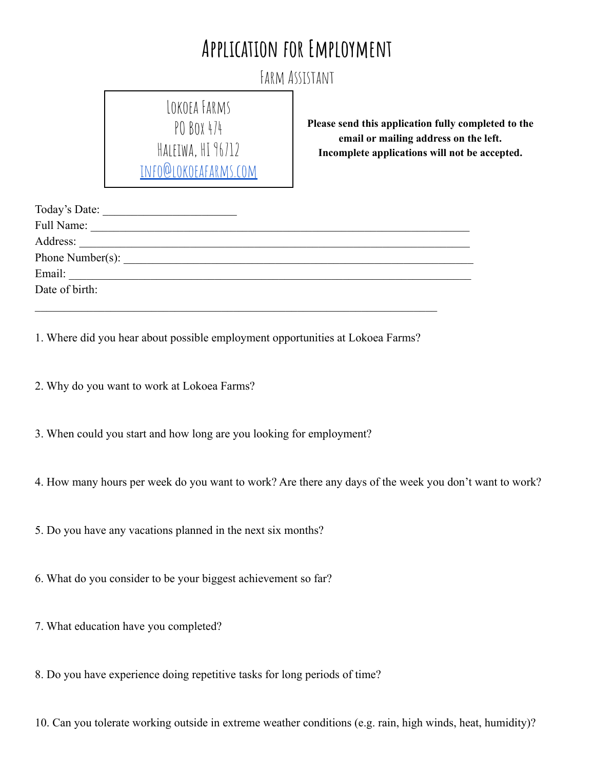# Application for Employment

## Farm Assistant

Lokoea Farms
PO Box 474
Haleiwa, HI 96712
[info@lokoeafarms.com](mailto:info@lokoeafarms.com)

**Please send this application fully completed to the email or mailing address on the left. Incomplete applications will not be accepted.**

Today's Date: _______________________

Full Name: ___________________________________________________________________

Address: _____________________________________________________________________

Phone Number(s): ______________________________________________________________

Email: _______________________________________________________________________

Date of birth:

_______________________________________________________________________

1. Where did you hear about possible employment opportunities at Lokoea Farms?

2. Why do you want to work at Lokoea Farms?

3. When could you start and how long are you looking for employment?

4. How many hours per week do you want to work? Are there any days of the week you don't want to work?

5. Do you have any vacations planned in the next six months?

6. What do you consider to be your biggest achievement so far?

7. What education have you completed?

8. Do you have experience doing repetitive tasks for long periods of time?

10. Can you tolerate working outside in extreme weather conditions (e.g. rain, high winds, heat, humidity)?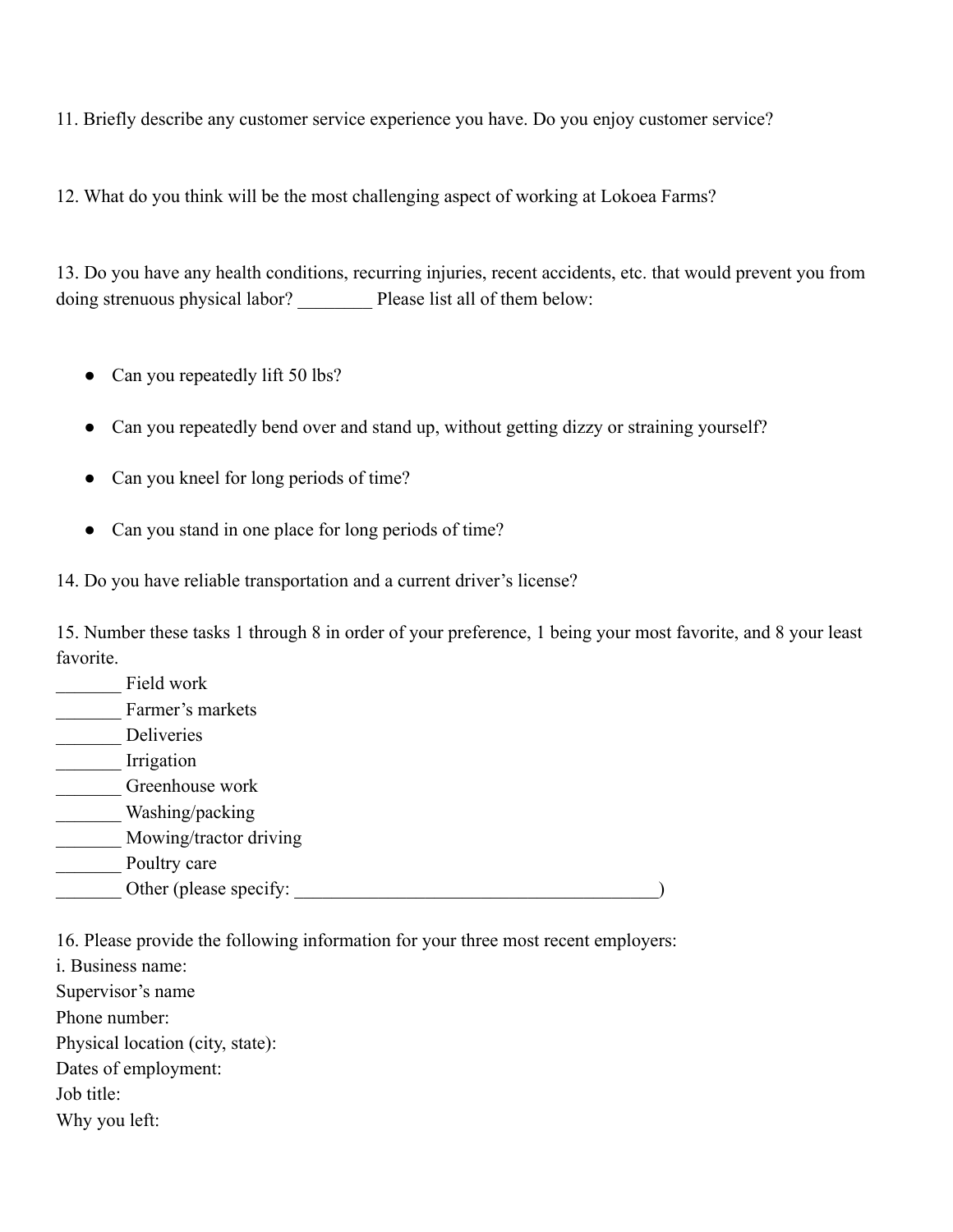11. Briefly describe any customer service experience you have. Do you enjoy customer service?

12. What do you think will be the most challenging aspect of working at Lokoea Farms?

13. Do you have any health conditions, recurring injuries, recent accidents, etc. that would prevent you from doing strenuous physical labor? ________ Please list all of them below:

- Can you repeatedly lift 50 lbs?
- Can you repeatedly bend over and stand up, without getting dizzy or straining yourself?
- Can you kneel for long periods of time?
- Can you stand in one place for long periods of time?

14. Do you have reliable transportation and a current driver's license?

15. Number these tasks 1 through 8 in order of your preference, 1 being your most favorite, and 8 your least favorite.

_______ Field work  
_______ Farmer's markets  
_______ Deliveries  
_______ Irrigation  
_______ Greenhouse work  
_______ Washing/packing  
_______ Mowing/tractor driving  
_______ Poultry care  
_______ Other (please specify: ________________________________________)

16. Please provide the following information for your three most recent employers:

i. Business name:  
Supervisor's name  
Phone number:  
Physical location (city, state):  
Dates of employment:  
Job title:  
Why you left: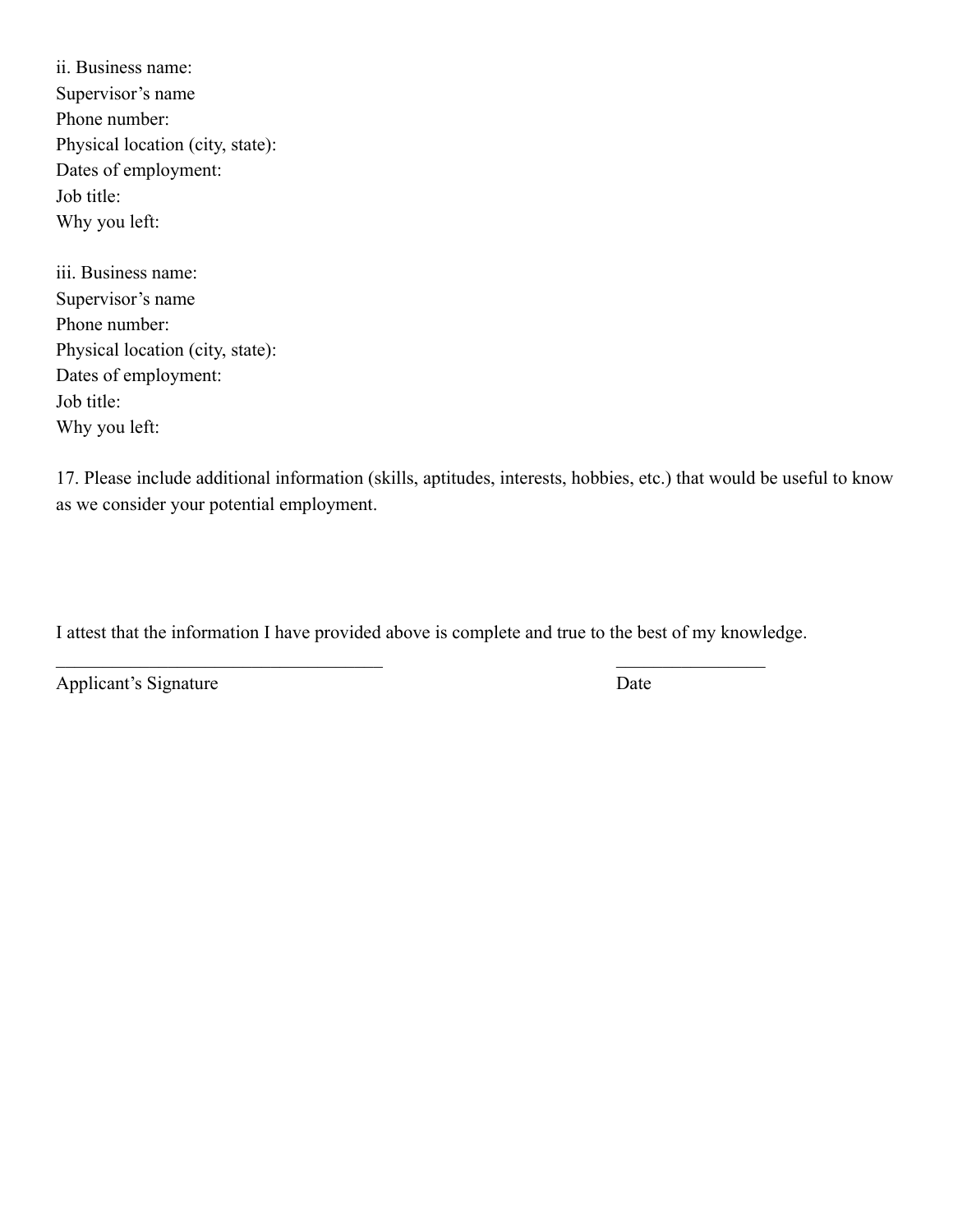ii. Business name:
Supervisor's name
Phone number:
Physical location (city, state):
Dates of employment:
Job title:
Why you left:

iii. Business name:
Supervisor's name
Phone number:
Physical location (city, state):
Dates of employment:
Job title:
Why you left:

17. Please include additional information (skills, aptitudes, interests, hobbies, etc.) that would be useful to know as we consider your potential employment.

I attest that the information I have provided above is complete and true to the best of my knowledge.

___________________________________ ________________
Applicant's Signature Date